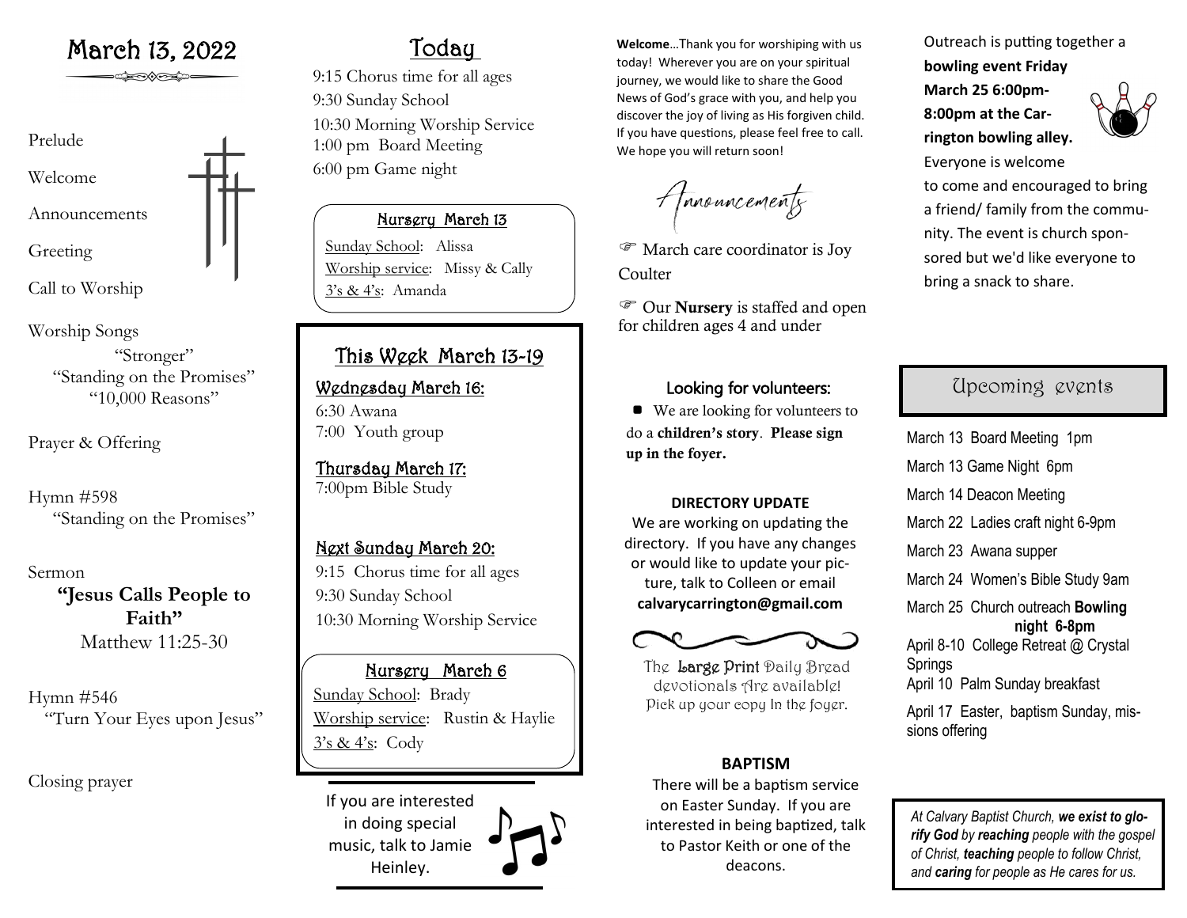# March 13, 2022

Prelude

Welcome

Announcements

Greeting

Call to Worship

Worship Songs

"Stronger"
"Standing on the Promises"
"10,000 Reasons"

Prayer & Offering

Hymn #598
"Standing on the Promises"

Sermon
**"Jesus Calls People to Faith"**
Matthew 11:25-30

Hymn #546
"Turn Your Eyes upon Jesus"

Closing prayer

## Today

9:15 Chorus time for all ages
9:30 Sunday School
10:30 Morning Worship Service
1:00 pm Board Meeting
6:00 pm Game night

### Nursery March 13

Sunday School: Alissa
Worship service: Missy & Cally
3's & 4's: Amanda

## This Week March 13-19

### Wednesday March 16:

6:30 Awana
7:00 Youth group

### Thursday March 17:

7:00pm Bible Study

### Next Sunday March 20:

9:15 Chorus time for all ages
9:30 Sunday School
10:30 Morning Worship Service

### Nursery March 6

Sunday School: Brady
Worship service: Rustin & Haylie
3's & 4's: Cody

If you are interested in doing special music, talk to Jamie Heinley.

**Welcome**...Thank you for worshiping with us today! Wherever you are on your spiritual journey, we would like to share the Good News of God's grace with you, and help you discover the joy of living as His forgiven child. If you have questions, please feel free to call. We hope you will return soon!

## Announcements

☞ March care coordinator is Joy Coulter

☞ Our **Nursery** is staffed and open for children ages 4 and under

### Looking for volunteers:

- We are looking for volunteers to do a **children's story**. **Please sign up in the foyer.**

**DIRECTORY UPDATE**

We are working on updating the directory. If you have any changes or would like to update your picture, talk to Colleen or email **calvarycarrington@gmail.com**

The Large Print Daily Bread devotionals Are available! Pick up your copy In the foyer.

**BAPTISM**

There will be a baptism service on Easter Sunday. If you are interested in being baptized, talk to Pastor Keith or one of the deacons.

Outreach is putting together a **bowling event Friday March 25 6:00pm-8:00pm at the Carrington bowling alley.** Everyone is welcome to come and encouraged to bring a friend/ family from the community. The event is church sponsored but we'd like everyone to bring a snack to share.

## Upcoming events

March 13 Board Meeting 1pm
March 13 Game Night 6pm
March 14 Deacon Meeting
March 22 Ladies craft night 6-9pm
March 23 Awana supper
March 24 Women's Bible Study 9am
March 25 Church outreach **Bowling night 6-8pm**
April 8-10 College Retreat @ Crystal Springs
April 10 Palm Sunday breakfast
April 17 Easter, baptism Sunday, missions offering

*At Calvary Baptist Church, **we exist to glorify God** by **reaching** people with the gospel of Christ, **teaching** people to follow Christ, and **caring** for people as He cares for us.*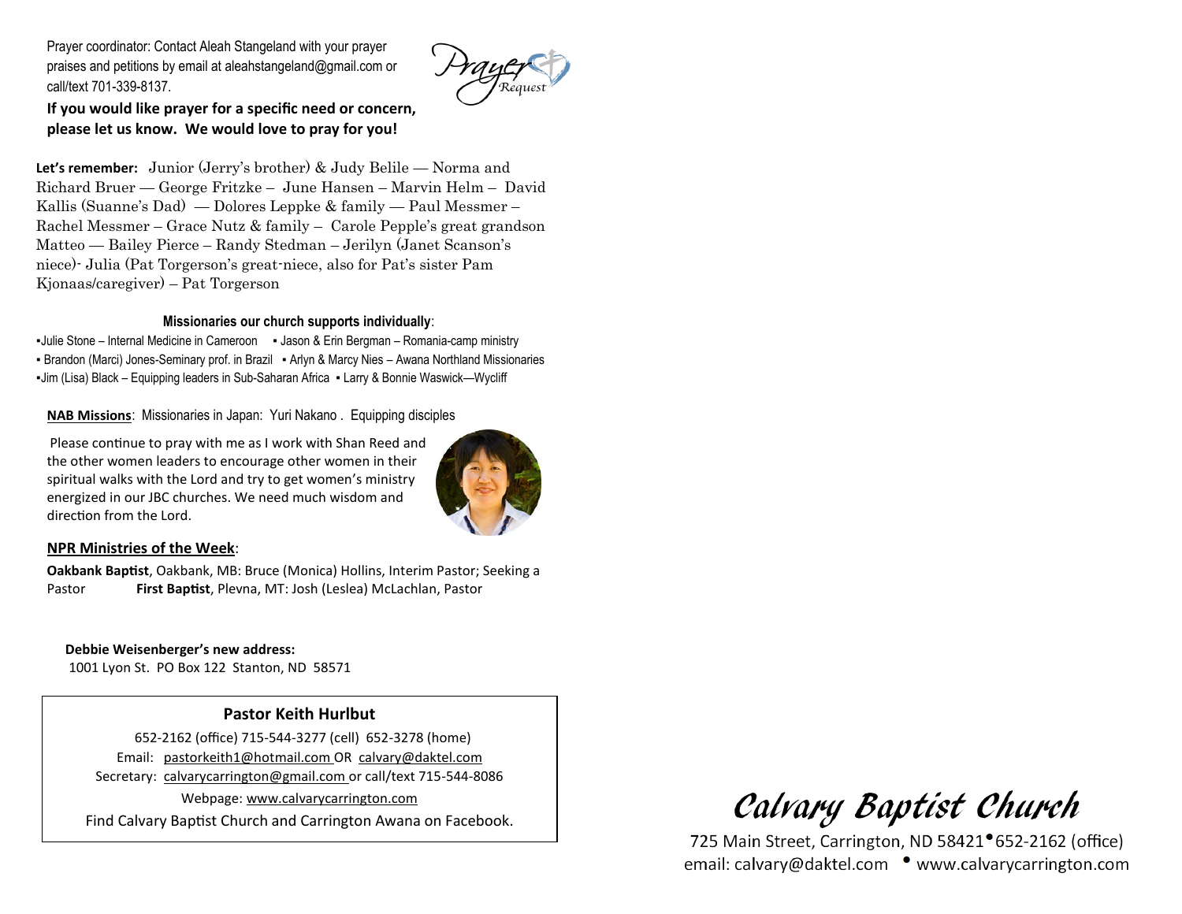Prayer coordinator: Contact Aleah Stangeland with your prayer praises and petitions by email at aleahstangeland@gmail.com or call/text 701-339-8137.

**If you would like prayer for a specific need or concern, please let us know. We would love to pray for you!**

**Let's remember:** Junior (Jerry's brother) & Judy Belile — Norma and Richard Bruer — George Fritzke – June Hansen – Marvin Helm – David Kallis (Suanne's Dad) — Dolores Leppke & family — Paul Messmer – Rachel Messmer – Grace Nutz & family – Carole Pepple's great grandson Matteo — Bailey Pierce – Randy Stedman – Jerilyn (Janet Scanson's niece)- Julia (Pat Torgerson's great-niece, also for Pat's sister Pam Kjonaas/caregiver) – Pat Torgerson

**Missionaries our church supports individually**:

- Julie Stone – Internal Medicine in Cameroon
- Jason & Erin Bergman – Romania-camp ministry
- Brandon (Marci) Jones-Seminary prof. in Brazil
- Arlyn & Marcy Nies – Awana Northland Missionaries
- Jim (Lisa) Black – Equipping leaders in Sub-Saharan Africa
- Larry & Bonnie Waswick—Wycliff

**NAB Missions**: Missionaries in Japan: Yuri Nakano . Equipping disciples

Please continue to pray with me as I work with Shan Reed and the other women leaders to encourage other women in their spiritual walks with the Lord and try to get women's ministry energized in our JBC churches. We need much wisdom and direction from the Lord.

**NPR Ministries of the Week**:

**Oakbank Baptist**, Oakbank, MB: Bruce (Monica) Hollins, Interim Pastor; Seeking a Pastor **First Baptist**, Plevna, MT: Josh (Leslea) McLachlan, Pastor

**Debbie Weisenberger's new address:**
1001 Lyon St. PO Box 122 Stanton, ND 58571

**Pastor Keith Hurlbut**

652-2162 (office) 715-544-3277 (cell) 652-3278 (home)
Email: pastorkeith1@hotmail.com OR calvary@daktel.com
Secretary: calvarycarrington@gmail.com or call/text 715-544-8086
Webpage: www.calvarycarrington.com
Find Calvary Baptist Church and Carrington Awana on Facebook.

# Calvary Baptist Church

725 Main Street, Carrington, ND 58421 • 652-2162 (office)
email: calvary@daktel.com • www.calvarycarrington.com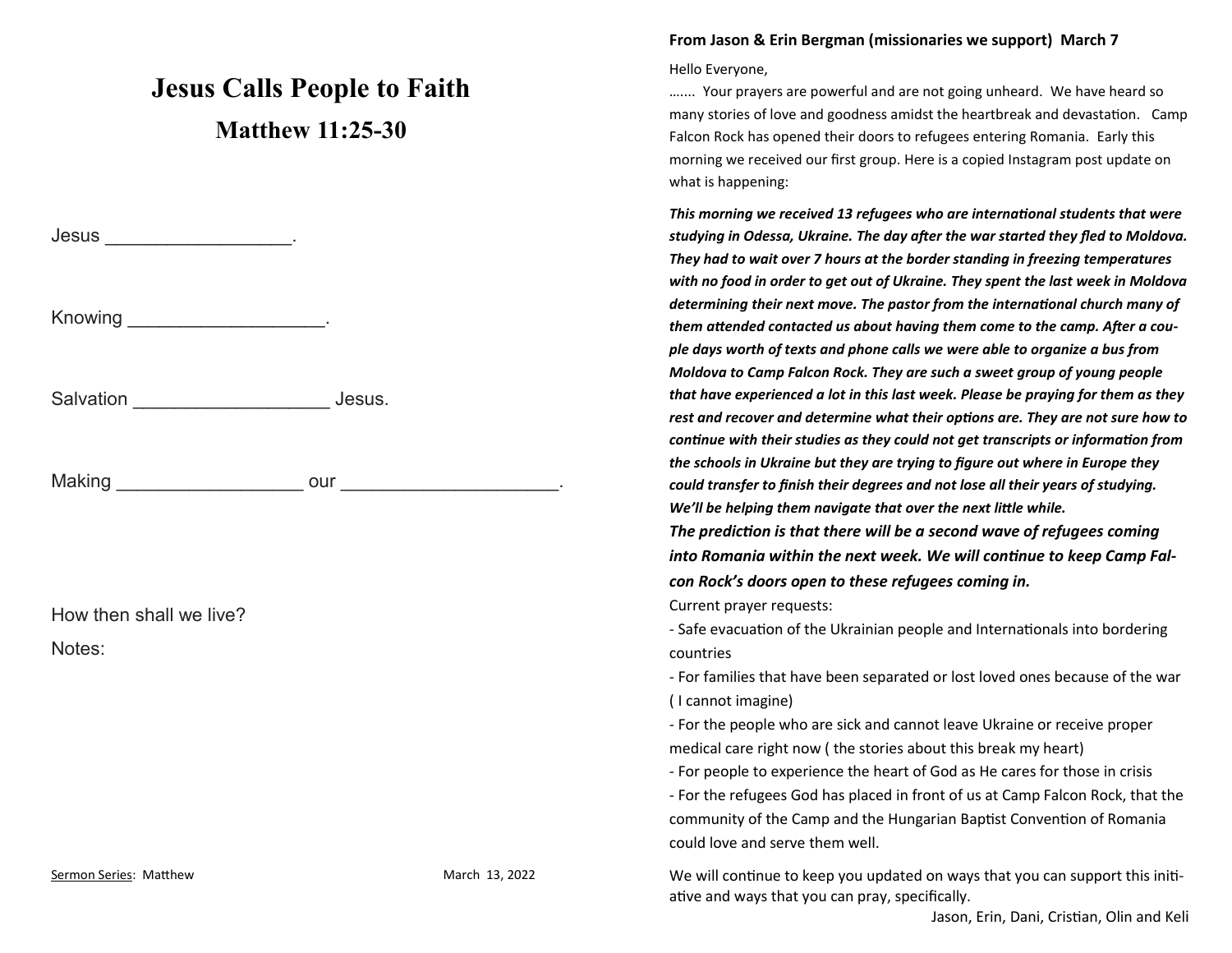# Jesus Calls People to Faith

## Matthew 11:25-30

Jesus __________________.

Knowing ___________________.

Salvation ___________________ Jesus.

Making __________________ our _____________________.

How then shall we live?

Notes:

Sermon Series: Matthew March 13, 2022

**From Jason & Erin Bergman (missionaries we support) March 7**

Hello Everyone,

……. Your prayers are powerful and are not going unheard. We have heard so many stories of love and goodness amidst the heartbreak and devastation. Camp Falcon Rock has opened their doors to refugees entering Romania. Early this morning we received our first group. Here is a copied Instagram post update on what is happening:

***This morning we received 13 refugees who are international students that were studying in Odessa, Ukraine. The day after the war started they fled to Moldova. They had to wait over 7 hours at the border standing in freezing temperatures with no food in order to get out of Ukraine. They spent the last week in Moldova determining their next move. The pastor from the international church many of them attended contacted us about having them come to the camp. After a couple days worth of texts and phone calls we were able to organize a bus from Moldova to Camp Falcon Rock. They are such a sweet group of young people that have experienced a lot in this last week. Please be praying for them as they rest and recover and determine what their options are. They are not sure how to continue with their studies as they could not get transcripts or information from the schools in Ukraine but they are trying to figure out where in Europe they could transfer to finish their degrees and not lose all their years of studying. We'll be helping them navigate that over the next little while.***

***The prediction is that there will be a second wave of refugees coming into Romania within the next week. We will continue to keep Camp Falcon Rock's doors open to these refugees coming in.***

Current prayer requests:

- Safe evacuation of the Ukrainian people and Internationals into bordering countries
- For families that have been separated or lost loved ones because of the war ( I cannot imagine)
- For the people who are sick and cannot leave Ukraine or receive proper medical care right now ( the stories about this break my heart)
- For people to experience the heart of God as He cares for those in crisis
- For the refugees God has placed in front of us at Camp Falcon Rock, that the community of the Camp and the Hungarian Baptist Convention of Romania could love and serve them well.

We will continue to keep you updated on ways that you can support this initiative and ways that you can pray, specifically.

Jason, Erin, Dani, Cristian, Olin and Keli